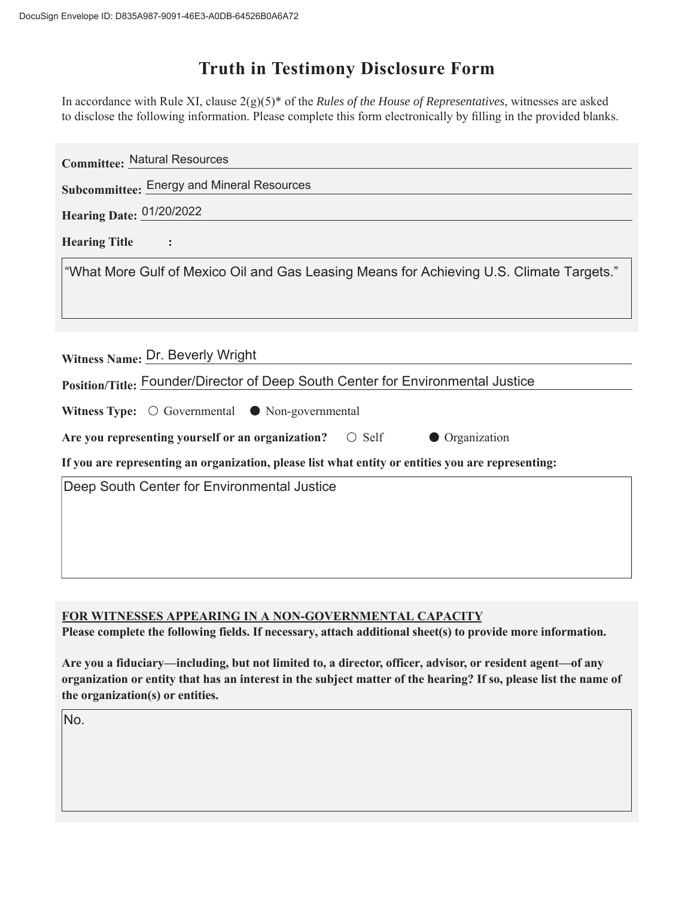DocuSign Envelope ID: D835A987-9091-46E3-A0DB-64526B0A6A72

# Truth in Testimony Disclosure Form

In accordance with Rule XI, clause 2(g)(5)* of the *Rules of the House of Representatives*, witnesses are asked to disclose the following information. Please complete this form electronically by filling in the provided blanks.

**Committee:** Natural Resources

**Subcommittee:** Energy and Mineral Resources

**Hearing Date:** 01/20/2022

**Hearing Title:**

"What More Gulf of Mexico Oil and Gas Leasing Means for Achieving U.S. Climate Targets."

**Witness Name:** Dr. Beverly Wright

**Position/Title:** Founder/Director of Deep South Center for Environmental Justice

**Witness Type:** ○ Governmental ● Non-governmental

**Are you representing yourself or an organization?** ○ Self ● Organization

**If you are representing an organization, please list what entity or entities you are representing:**

Deep South Center for Environmental Justice

**FOR WITNESSES APPEARING IN A NON-GOVERNMENTAL CAPACITY**

**Please complete the following fields. If necessary, attach additional sheet(s) to provide more information.**

**Are you a fiduciary—including, but not limited to, a director, officer, advisor, or resident agent—of any organization or entity that has an interest in the subject matter of the hearing? If so, please list the name of the organization(s) or entities.**

No.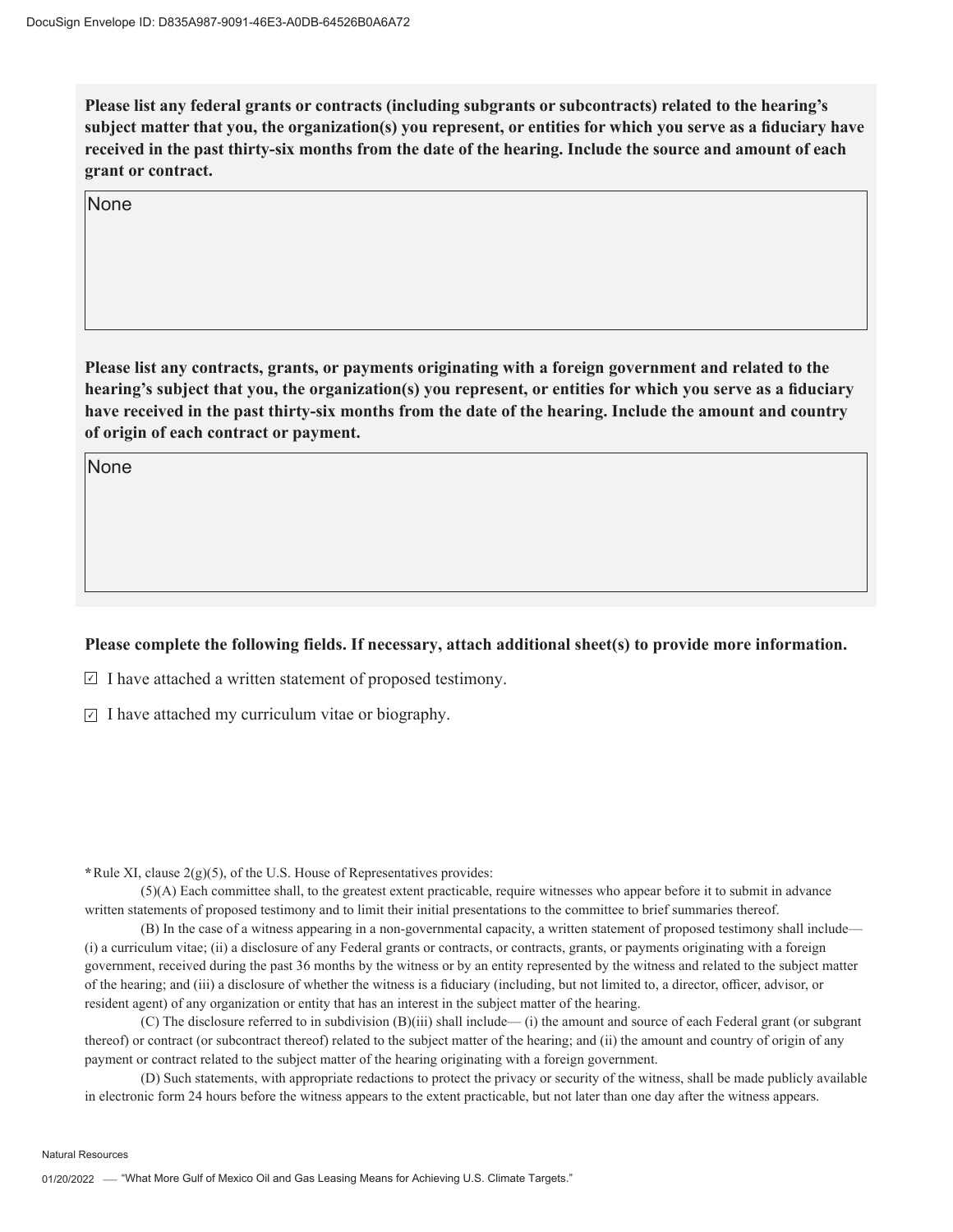**Please list any federal grants or contracts (including subgrants or subcontracts) related to the hearing's subject matter that you, the organization(s) you represent, or entities for which you serve as a fiduciary have received in the past thirty-six months from the date of the hearing. Include the source and amount of each grant or contract.**

None

**Please list any contracts, grants, or payments originating with a foreign government and related to the hearing's subject that you, the organization(s) you represent, or entities for which you serve as a fiduciary have received in the past thirty-six months from the date of the hearing. Include the amount and country of origin of each contract or payment.**

None

**Please complete the following fields. If necessary, attach additional sheet(s) to provide more information.**

- [x] I have attached a written statement of proposed testimony.
- [x] I have attached my curriculum vitae or biography.

**\*** Rule XI, clause 2(g)(5), of the U.S. House of Representatives provides:

(5)(A) Each committee shall, to the greatest extent practicable, require witnesses who appear before it to submit in advance written statements of proposed testimony and to limit their initial presentations to the committee to brief summaries thereof.

(B) In the case of a witness appearing in a non-governmental capacity, a written statement of proposed testimony shall include— (i) a curriculum vitae; (ii) a disclosure of any Federal grants or contracts, or contracts, grants, or payments originating with a foreign government, received during the past 36 months by the witness or by an entity represented by the witness and related to the subject matter of the hearing; and (iii) a disclosure of whether the witness is a fiduciary (including, but not limited to, a director, officer, advisor, or resident agent) of any organization or entity that has an interest in the subject matter of the hearing.

(C) The disclosure referred to in subdivision (B)(iii) shall include— (i) the amount and source of each Federal grant (or subgrant thereof) or contract (or subcontract thereof) related to the subject matter of the hearing; and (ii) the amount and country of origin of any payment or contract related to the subject matter of the hearing originating with a foreign government.

(D) Such statements, with appropriate redactions to protect the privacy or security of the witness, shall be made publicly available in electronic form 24 hours before the witness appears to the extent practicable, but not later than one day after the witness appears.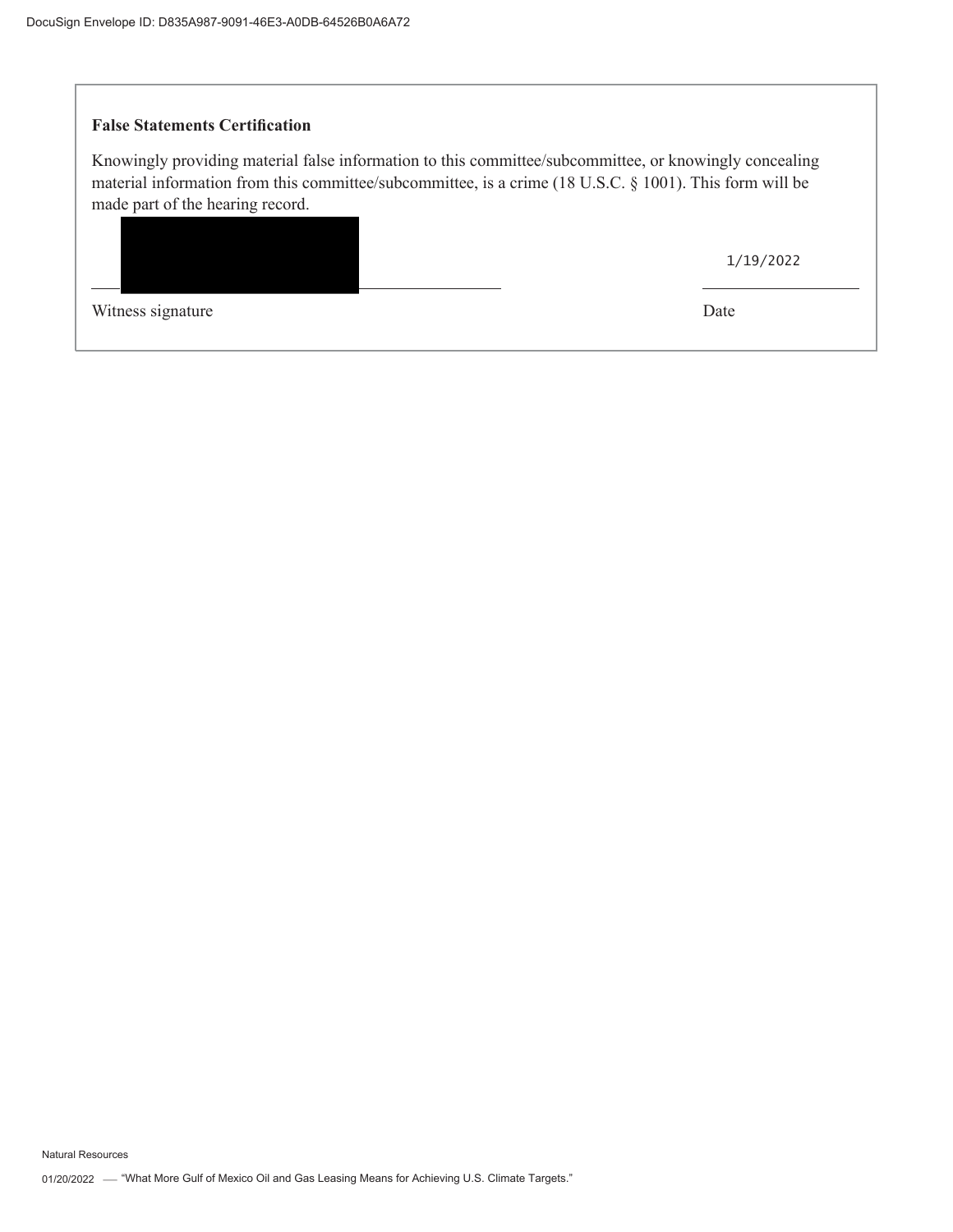DocuSign Envelope ID: D835A987-9091-46E3-A0DB-64526B0A6A72

**False Statements Certification**

Knowingly providing material false information to this committee/subcommittee, or knowingly concealing material information from this committee/subcommittee, is a crime (18 U.S.C. § 1001). This form will be made part of the hearing record.

| | |
|---|---|
| \_\_\_\_\_\_\_\_\_\_\_\_\_\_\_\_\_\_\_\_\_\_\_\_\_\_\_\_\_\_ | 1/19/2022 |
| Witness signature | Date |

Natural Resources

01/20/2022 — "What More Gulf of Mexico Oil and Gas Leasing Means for Achieving U.S. Climate Targets."